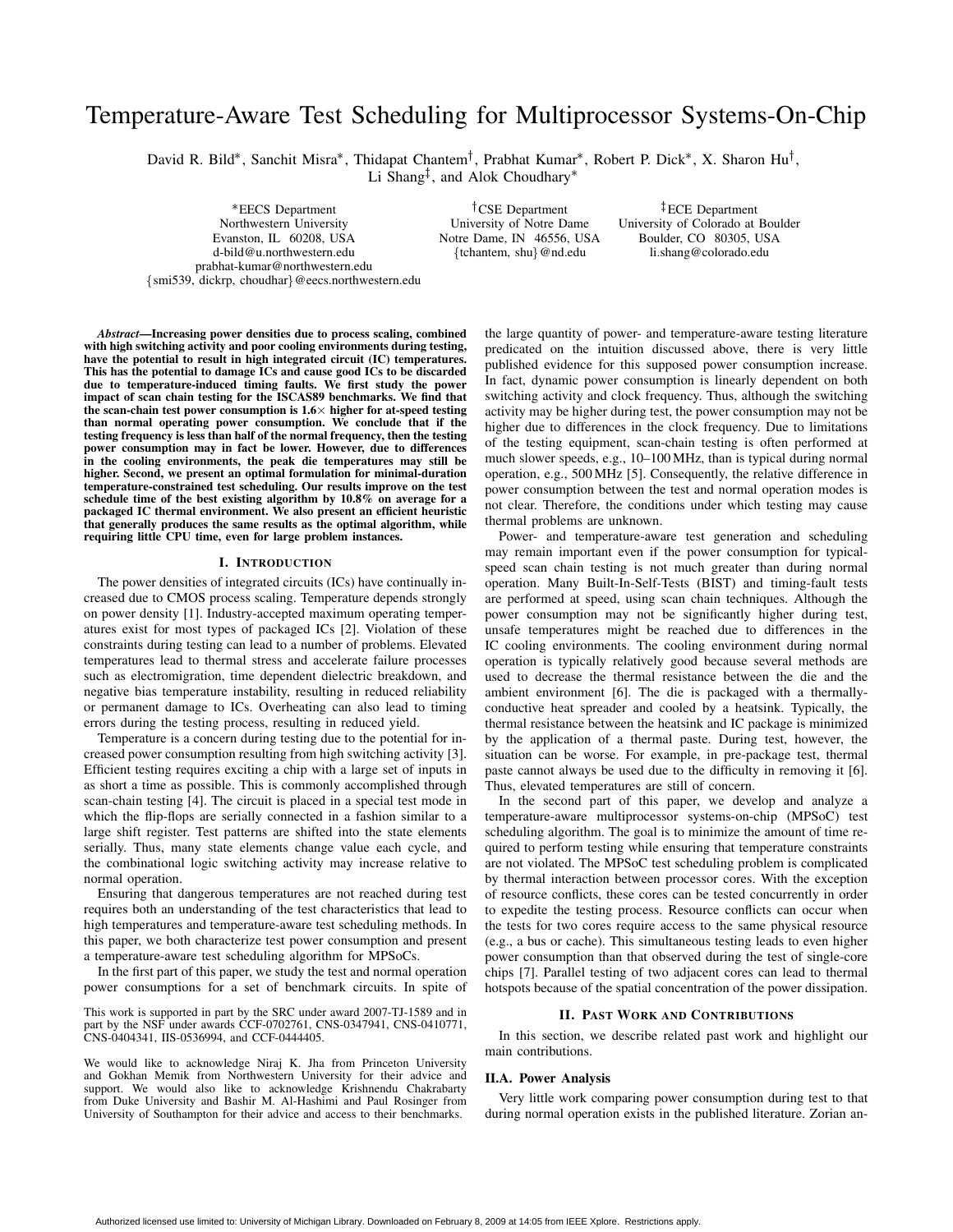# Temperature-Aware Test Scheduling for Multiprocessor Systems-On-Chip

David R. Bild*, Sanchit Misra*, Thidapat Chantem†, Prabhat Kumar*, Robert P. Dick*, X. Sharon Hu†, Li Shang‡, and Alok Choudhary*

*EECS Department
Northwestern University
Evanston, IL 60208, USA
d-bild@u.northwestern.edu
prabhat-kumar@northwestern.edu
{smi539, dickrp, choudhar}@eecs.northwestern.edu

†CSE Department
University of Notre Dame
Notre Dame, IN 46556, USA
{tchantem, shu}@nd.edu

‡ECE Department
University of Colorado at Boulder
Boulder, CO 80305, USA
li.shang@colorado.edu

***Abstract*—Increasing power densities due to process scaling, combined with high switching activity and poor cooling environments during testing, have the potential to result in high integrated circuit (IC) temperatures. This has the potential to damage ICs and cause good ICs to be discarded due to temperature-induced timing faults. We first study the power impact of scan chain testing for the ISCAS89 benchmarks. We find that the scan-chain test power consumption is 1.6× higher for at-speed testing than normal operating power consumption. We conclude that if the testing frequency is less than half of the normal frequency, then the testing power consumption may in fact be lower. However, due to differences in the cooling environments, the peak die temperatures may still be higher. Second, we present an optimal formulation for minimal-duration temperature-constrained test scheduling. Our results improve on the test schedule time of the best existing algorithm by 10.8% on average for a packaged IC thermal environment. We also present an efficient heuristic that generally produces the same results as the optimal algorithm, while requiring little CPU time, even for large problem instances.**

## I. Introduction

The power densities of integrated circuits (ICs) have continually increased due to CMOS process scaling. Temperature depends strongly on power density [1]. Industry-accepted maximum operating temperatures exist for most types of packaged ICs [2]. Violation of these constraints during testing can lead to a number of problems. Elevated temperatures lead to thermal stress and accelerate failure processes such as electromigration, time dependent dielectric breakdown, and negative bias temperature instability, resulting in reduced reliability or permanent damage to ICs. Overheating can also lead to timing errors during the testing process, resulting in reduced yield.

Temperature is a concern during testing due to the potential for increased power consumption resulting from high switching activity [3]. Efficient testing requires exciting a chip with a large set of inputs in as short a time as possible. This is commonly accomplished through scan-chain testing [4]. The circuit is placed in a special test mode in which the flip-flops are serially connected in a fashion similar to a large shift register. Test patterns are shifted into the state elements serially. Thus, many state elements change value each cycle, and the combinational logic switching activity may increase relative to normal operation.

Ensuring that dangerous temperatures are not reached during test requires both an understanding of the test characteristics that lead to high temperatures and temperature-aware test scheduling methods. In this paper, we both characterize test power consumption and present a temperature-aware test scheduling algorithm for MPSoCs.

In the first part of this paper, we study the test and normal operation power consumptions for a set of benchmark circuits. In spite of the large quantity of power- and temperature-aware testing literature predicated on the intuition discussed above, there is very little published evidence for this supposed power consumption increase. In fact, dynamic power consumption is linearly dependent on both switching activity and clock frequency. Thus, although the switching activity may be higher during test, the power consumption may not be higher due to differences in the clock frequency. Due to limitations of the testing equipment, scan-chain testing is often performed at much slower speeds, e.g., 10–100 MHz, than is typical during normal operation, e.g., 500 MHz [5]. Consequently, the relative difference in power consumption between the test and normal operation modes is not clear. Therefore, the conditions under which testing may cause thermal problems are unknown.

Power- and temperature-aware test generation and scheduling may remain important even if the power consumption for typical-speed scan chain testing is not much greater than during normal operation. Many Built-In-Self-Tests (BIST) and timing-fault tests are performed at speed, using scan chain techniques. Although the power consumption may not be significantly higher during test, unsafe temperatures might be reached due to differences in the IC cooling environments. The cooling environment during normal operation is typically relatively good because several methods are used to decrease the thermal resistance between the die and the ambient environment [6]. The die is packaged with a thermally-conductive heat spreader and cooled by a heatsink. Typically, the thermal resistance between the heatsink and IC package is minimized by the application of a thermal paste. During test, however, the situation can be worse. For example, in pre-package test, thermal paste cannot always be used due to the difficulty in removing it [6]. Thus, elevated temperatures are still of concern.

In the second part of this paper, we develop and analyze a temperature-aware multiprocessor systems-on-chip (MPSoC) test scheduling algorithm. The goal is to minimize the amount of time required to perform testing while ensuring that temperature constraints are not violated. The MPSoC test scheduling problem is complicated by thermal interaction between processor cores. With the exception of resource conflicts, these cores can be tested concurrently in order to expedite the testing process. Resource conflicts can occur when the tests for two cores require access to the same physical resource (e.g., a bus or cache). This simultaneous testing leads to even higher power consumption than that observed during the test of single-core chips [7]. Parallel testing of two adjacent cores can lead to thermal hotspots because of the spatial concentration of the power dissipation.

## II. Past Work and Contributions

In this section, we describe related past work and highlight our main contributions.

### II.A. Power Analysis

Very little work comparing power consumption during test to that during normal operation exists in the published literature. Zorian an-

This work is supported in part by the SRC under award 2007-TJ-1589 and in part by the NSF under awards CCF-0702761, CNS-0347941, CNS-0410771, CNS-0404341, IIS-0536994, and CCF-0444405.

We would like to acknowledge Niraj K. Jha from Princeton University and Gokhan Memik from Northwestern University for their advice and support. We would also like to acknowledge Krishnendu Chakrabarty from Duke University and Bashir M. Al-Hashimi and Paul Rosinger from University of Southampton for their advice and access to their benchmarks.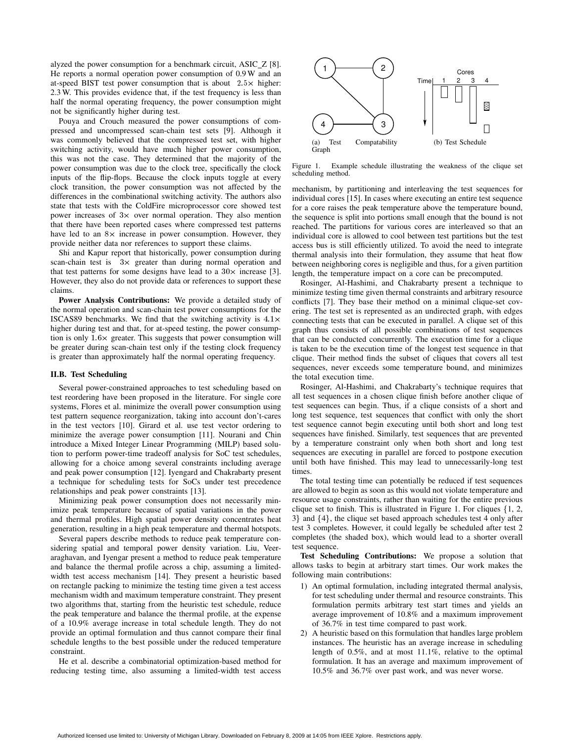alyzed the power consumption for a benchmark circuit, ASIC_Z [8]. He reports a normal operation power consumption of 0.9 W and an at-speed BIST test power consumption that is about $2.5\times$ higher: 2.3 W. This provides evidence that, if the test frequency is less than half the normal operating frequency, the power consumption might not be significantly higher during test.

Pouya and Crouch measured the power consumptions of compressed and uncompressed scan-chain test sets [9]. Although it was commonly believed that the compressed test set, with higher switching activity, would have much higher power consumption, this was not the case. They determined that the majority of the power consumption was due to the clock tree, specifically the clock inputs of the flip-flops. Because the clock inputs toggle at every clock transition, the power consumption was not affected by the differences in the combinational switching activity. The authors also state that tests with the ColdFire microprocessor core showed test power increases of $3\times$ over normal operation. They also mention that there have been reported cases where compressed test patterns have led to an $8\times$ increase in power consumption. However, they provide neither data nor references to support these claims.

Shi and Kapur report that historically, power consumption during scan-chain test is $3\times$ greater than during normal operation and that test patterns for some designs have lead to a $30\times$ increase [3]. However, they also do not provide data or references to support these claims.

**Power Analysis Contributions:** We provide a detailed study of the normal operation and scan-chain test power consumptions for the ISCAS89 benchmarks. We find that the switching activity is $4.1\times$ higher during test and that, for at-speed testing, the power consumption is only $1.6\times$ greater. This suggests that power consumption will be greater during scan-chain test only if the testing clock frequency is greater than approximately half the normal operating frequency.

### II.B. Test Scheduling

Several power-constrained approaches to test scheduling based on test reordering have been proposed in the literature. For single core systems, Flores et al. minimize the overall power consumption using test pattern sequence reorganization, taking into account don't-cares in the test vectors [10]. Girard et al. use test vector ordering to minimize the average power consumption [11]. Nourani and Chin introduce a Mixed Integer Linear Programming (MILP) based solution to perform power-time tradeoff analysis for SoC test schedules, allowing for a choice among several constraints including average and peak power consumption [12]. Iyengard and Chakrabarty present a technique for scheduling tests for SoCs under test precedence relationships and peak power constraints [13].

Minimizing peak power consumption does not necessarily minimize peak temperature because of spatial variations in the power and thermal profiles. High spatial power density concentrates heat generation, resulting in a high peak temperature and thermal hotspots.

Several papers describe methods to reduce peak temperature considering spatial and temporal power density variation. Liu, Veeraraghavan, and Iyengar present a method to reduce peak temperature and balance the thermal profile across a chip, assuming a limited-width test access mechanism [14]. They present a heuristic based on rectangle packing to minimize the testing time given a test access mechanism width and maximum temperature constraint. They present two algorithms that, starting from the heuristic test schedule, reduce the peak temperature and balance the thermal profile, at the expense of a 10.9% average increase in total schedule length. They do not provide an optimal formulation and thus cannot compare their final schedule lengths to the best possible under the reduced temperature constraint.

He et al. describe a combinatorial optimization-based method for reducing testing time, also assuming a limited-width test access mechanism, by partitioning and interleaving the test sequences for individual cores [15]. In cases where executing an entire test sequence for a core raises the peak temperature above the temperature bound, the sequence is split into portions small enough that the bound is not reached. The partitions for various cores are interleaved so that an individual core is allowed to cool between test partitions but the test access bus is still efficiently utilized. To avoid the need to integrate thermal analysis into their formulation, they assume that heat flow between neighboring cores is negligible and thus, for a given partition length, the temperature impact on a core can be precomputed.

Rosinger, Al-Hashimi, and Chakrabarty present a technique to minimize testing time given thermal constraints and arbitrary resource conflicts [7]. They base their method on a minimal clique-set covering. The test set is represented as an undirected graph, with edges connecting tests that can be executed in parallel. A clique set of this graph thus consists of all possible combinations of test sequences that can be conducted concurrently. The execution time for a clique is taken to be the execution time of the longest test sequence in that clique. Their method finds the subset of cliques that covers all test sequences, never exceeds some temperature bound, and minimizes the total execution time.

1
2
4
3
(a) Test Compatability Graph

Cores
Time 1 2 3 4
(b) Test Schedule

Figure 1. Example schedule illustrating the weakness of the clique set scheduling method.

Rosinger, Al-Hashimi, and Chakrabarty's technique requires that all test sequences in a chosen clique finish before another clique of test sequences can begin. Thus, if a clique consists of a short and long test sequence, test sequences that conflict with only the short test sequence cannot begin executing until both short and long test sequences have finished. Similarly, test sequences that are prevented by a temperature constraint only when both short and long test sequences are executing in parallel are forced to postpone execution until both have finished. This may lead to unnecessarily-long test times.

The total testing time can potentially be reduced if test sequences are allowed to begin as soon as this would not violate temperature and resource usage constraints, rather than waiting for the entire previous clique set to finish. This is illustrated in Figure 1. For cliques {1, 2, 3} and {4}, the clique set based approach schedules test 4 only after test 3 completes. However, it could legally be scheduled after test 2 completes (the shaded box), which would lead to a shorter overall test sequence.

**Test Scheduling Contributions:** We propose a solution that allows tasks to begin at arbitrary start times. Our work makes the following main contributions:

1) An optimal formulation, including integrated thermal analysis, for test scheduling under thermal and resource constraints. This formulation permits arbitrary test start times and yields an average improvement of 10.8% and a maximum improvement of 36.7% in test time compared to past work.
2) A heuristic based on this formulation that handles large problem instances. The heuristic has an average increase in scheduling length of 0.5%, and at most 11.1%, relative to the optimal formulation. It has an average and maximum improvement of 10.5% and 36.7% over past work, and was never worse.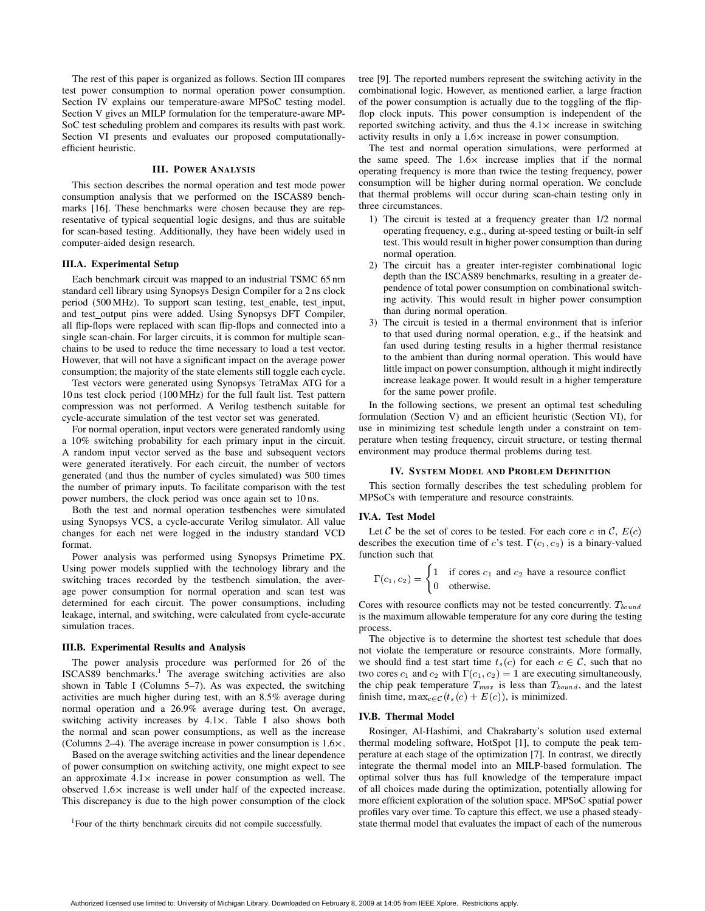The rest of this paper is organized as follows. Section III compares test power consumption to normal operation power consumption. Section IV explains our temperature-aware MPSoC testing model. Section V gives an MILP formulation for the temperature-aware MPSoC test scheduling problem and compares its results with past work. Section VI presents and evaluates our proposed computationally-efficient heuristic.

## III. Power Analysis

This section describes the normal operation and test mode power consumption analysis that we performed on the ISCAS89 benchmarks [16]. These benchmarks were chosen because they are representative of typical sequential logic designs, and thus are suitable for scan-based testing. Additionally, they have been widely used in computer-aided design research.

### III.A. Experimental Setup

Each benchmark circuit was mapped to an industrial TSMC 65 nm standard cell library using Synopsys Design Compiler for a 2 ns clock period (500 MHz). To support scan testing, test_enable, test_input, and test_output pins were added. Using Synopsys DFT Compiler, all flip-flops were replaced with scan flip-flops and connected into a single scan-chain. For larger circuits, it is common for multiple scan-chains to be used to reduce the time necessary to load a test vector. However, that will not have a significant impact on the average power consumption; the majority of the state elements still toggle each cycle.

Test vectors were generated using Synopsys TetraMax ATG for a 10 ns test clock period (100 MHz) for the full fault list. Test pattern compression was not performed. A Verilog testbench suitable for cycle-accurate simulation of the test vector set was generated.

For normal operation, input vectors were generated randomly using a 10% switching probability for each primary input in the circuit. A random input vector served as the base and subsequent vectors were generated iteratively. For each circuit, the number of vectors generated (and thus the number of cycles simulated) was 500 times the number of primary inputs. To facilitate comparison with the test power numbers, the clock period was once again set to 10 ns.

Both the test and normal operation testbenches were simulated using Synopsys VCS, a cycle-accurate Verilog simulator. All value changes for each net were logged in the industry standard VCD format.

Power analysis was performed using Synopsys Primetime PX. Using power models supplied with the technology library and the switching traces recorded by the testbench simulation, the average power consumption for normal operation and scan test was determined for each circuit. The power consumptions, including leakage, internal, and switching, were calculated from cycle-accurate simulation traces.

### III.B. Experimental Results and Analysis

The power analysis procedure was performed for 26 of the ISCAS89 benchmarks.[1] The average switching activities are also shown in Table I (Columns 5–7). As was expected, the switching activities are much higher during test, with an 8.5% average during normal operation and a 26.9% average during test. On average, switching activity increases by 4.1×. Table I also shows both the normal and scan power consumptions, as well as the increase (Columns 2–4). The average increase in power consumption is 1.6×.

Based on the average switching activities and the linear dependence of power consumption on switching activity, one might expect to see an approximate 4.1× increase in power consumption as well. The observed 1.6× increase is well under half of the expected increase. This discrepancy is due to the high power consumption of the clock tree [9]. The reported numbers represent the switching activity in the combinational logic. However, as mentioned earlier, a large fraction of the power consumption is actually due to the toggling of the flip-flop clock inputs. This power consumption is independent of the reported switching activity, and thus the 4.1× increase in switching activity results in only a 1.6× increase in power consumption.

The test and normal operation simulations, were performed at the same speed. The 1.6× increase implies that if the normal operating frequency is more than twice the testing frequency, power consumption will be higher during normal operation. We conclude that thermal problems will occur during scan-chain testing only in three circumstances.

1) The circuit is tested at a frequency greater than 1/2 normal operating frequency, e.g., during at-speed testing or built-in self test. This would result in higher power consumption than during normal operation.
2) The circuit has a greater inter-register combinational logic depth than the ISCAS89 benchmarks, resulting in a greater dependence of total power consumption on combinational switching activity. This would result in higher power consumption than during normal operation.
3) The circuit is tested in a thermal environment that is inferior to that used during normal operation, e.g., if the heatsink and fan used during testing results in a higher thermal resistance to the ambient than during normal operation. This would have little impact on power consumption, although it might indirectly increase leakage power. It would result in a higher temperature for the same power profile.

In the following sections, we present an optimal test scheduling formulation (Section V) and an efficient heuristic (Section VI), for use in minimizing test schedule length under a constraint on temperature when testing frequency, circuit structure, or testing thermal environment may produce thermal problems during test.

## IV. System Model and Problem Definition

This section formally describes the test scheduling problem for MPSoCs with temperature and resource constraints.

### IV.A. Test Model

Let $\mathcal{C}$ be the set of cores to be tested. For each core $c$ in $\mathcal{C}$, $E(c)$ describes the execution time of $c$'s test. $\Gamma(c_1, c_2)$ is a binary-valued function such that

$$\Gamma(c_1, c_2) = \begin{cases} 1 & \text{if cores } c_1 \text{ and } c_2 \text{ have a resource conflict} \\ 0 & \text{otherwise.} \end{cases}$$

Cores with resource conflicts may not be tested concurrently. $T_{bound}$ is the maximum allowable temperature for any core during the testing process.

The objective is to determine the shortest test schedule that does not violate the temperature or resource constraints. More formally, we should find a test start time $t_s(c)$ for each $c \in \mathcal{C}$, such that no two cores $c_1$ and $c_2$ with $\Gamma(c_1, c_2) = 1$ are executing simultaneously, the chip peak temperature $T_{max}$ is less than $T_{bound}$, and the latest finish time, $\max_{c \in \mathcal{C}}(t_s(c) + E(c))$, is minimized.

### IV.B. Thermal Model

Rosinger, Al-Hashimi, and Chakrabarty's solution used external thermal modeling software, HotSpot [1], to compute the peak temperature at each stage of the optimization [7]. In contrast, we directly integrate the thermal model into an MILP-based formulation. The optimal solver thus has full knowledge of the temperature impact of all choices made during the optimization, potentially allowing for more efficient exploration of the solution space. MPSoC spatial power profiles vary over time. To capture this effect, we use a phased steady-state thermal model that evaluates the impact of each of the numerous

[1] Four of the thirty benchmark circuits did not compile successfully.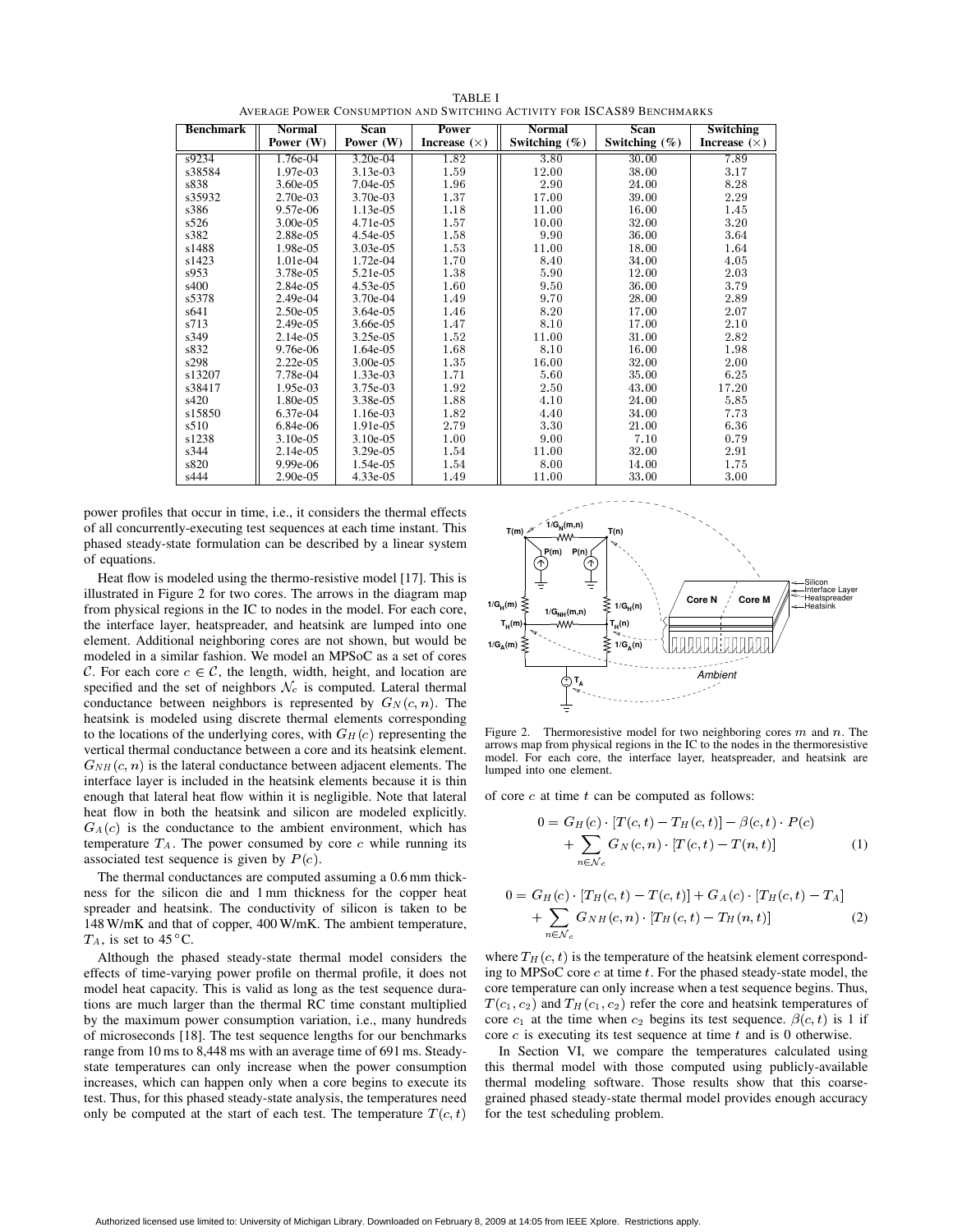TABLE I
AVERAGE POWER CONSUMPTION AND SWITCHING ACTIVITY FOR ISCAS89 BENCHMARKS

| Benchmark | Normal Power (W) | Scan Power (W) | Power Increase (×) | Normal Switching (%) | Scan Switching (%) | Switching Increase (×) |
|---|---|---|---|---|---|---|
| s9234 | 1.76e-04 | 3.20e-04 | 1.82 | 3.80 | 30.00 | 7.89 |
| s38584 | 1.97e-03 | 3.13e-03 | 1.59 | 12.00 | 38.00 | 3.17 |
| s838 | 3.60e-05 | 7.04e-05 | 1.96 | 2.90 | 24.00 | 8.28 |
| s35932 | 2.70e-03 | 3.70e-03 | 1.37 | 17.00 | 39.00 | 2.29 |
| s386 | 9.57e-06 | 1.13e-05 | 1.18 | 11.00 | 16.00 | 1.45 |
| s526 | 3.00e-05 | 4.71e-05 | 1.57 | 10.00 | 32.00 | 3.20 |
| s382 | 2.88e-05 | 4.54e-05 | 1.58 | 9.90 | 36.00 | 3.64 |
| s1488 | 1.98e-05 | 3.03e-05 | 1.53 | 11.00 | 18.00 | 1.64 |
| s1423 | 1.01e-04 | 1.72e-04 | 1.70 | 8.40 | 34.00 | 4.05 |
| s953 | 3.78e-05 | 5.21e-05 | 1.38 | 5.90 | 12.00 | 2.03 |
| s400 | 2.84e-05 | 4.53e-05 | 1.60 | 9.50 | 36.00 | 3.79 |
| s5378 | 2.49e-04 | 3.70e-04 | 1.49 | 9.70 | 28.00 | 2.89 |
| s641 | 2.50e-05 | 3.64e-05 | 1.46 | 8.20 | 17.00 | 2.07 |
| s713 | 2.49e-05 | 3.66e-05 | 1.47 | 8.10 | 17.00 | 2.10 |
| s349 | 2.14e-05 | 3.25e-05 | 1.52 | 11.00 | 31.00 | 2.82 |
| s832 | 9.76e-06 | 1.64e-05 | 1.68 | 8.10 | 16.00 | 1.98 |
| s298 | 2.22e-05 | 3.00e-05 | 1.35 | 16.00 | 32.00 | 2.00 |
| s13207 | 7.78e-04 | 1.33e-03 | 1.71 | 5.60 | 35.00 | 6.25 |
| s38417 | 1.95e-03 | 3.75e-03 | 1.92 | 2.50 | 43.00 | 17.20 |
| s420 | 1.80e-05 | 3.38e-05 | 1.88 | 4.10 | 24.00 | 5.85 |
| s15850 | 6.37e-04 | 1.16e-03 | 1.82 | 4.40 | 34.00 | 7.73 |
| s510 | 6.84e-06 | 1.91e-05 | 2.79 | 3.30 | 21.00 | 6.36 |
| s1238 | 3.10e-05 | 3.10e-05 | 1.00 | 9.00 | 7.10 | 0.79 |
| s344 | 2.14e-05 | 3.29e-05 | 1.54 | 11.00 | 32.00 | 2.91 |
| s820 | 9.99e-06 | 1.54e-05 | 1.54 | 8.00 | 14.00 | 1.75 |
| s444 | 2.90e-05 | 4.33e-05 | 1.49 | 11.00 | 33.00 | 3.00 |

power profiles that occur in time, i.e., it considers the thermal effects of all concurrently-executing test sequences at each time instant. This phased steady-state formulation can be described by a linear system of equations.

Heat flow is modeled using the thermo-resistive model [17]. This is illustrated in Figure 2 for two cores. The arrows in the diagram map from physical regions in the IC to nodes in the model. For each core, the interface layer, heatspreader, and heatsink are lumped into one element. Additional neighboring cores are not shown, but would be modeled in a similar fashion. We model an MPSoC as a set of cores $\mathcal{C}$. For each core $c \in \mathcal{C}$, the length, width, height, and location are specified and the set of neighbors $\mathcal{N}_c$ is computed. Lateral thermal conductance between neighbors is represented by $G_N(c, n)$. The heatsink is modeled using discrete thermal elements corresponding to the locations of the underlying cores, with $G_H(c)$ representing the vertical thermal conductance between a core and its heatsink element. $G_{NH}(c, n)$ is the lateral conductance between adjacent elements. The interface layer is included in the heatsink elements because it is thin enough that lateral heat flow within it is negligible. Note that lateral heat flow in both the heatsink and silicon are modeled explicitly. $G_A(c)$ is the conductance to the ambient environment, which has temperature $T_A$. The power consumed by core $c$ while running its associated test sequence is given by $P(c)$.

The thermal conductances are computed assuming a 0.6 mm thickness for the silicon die and 1 mm thickness for the copper heat spreader and heatsink. The conductivity of silicon is taken to be 148 W/mK and that of copper, 400 W/mK. The ambient temperature, $T_A$, is set to 45 °C.

Although the phased steady-state thermal model considers the effects of time-varying power profile on thermal profile, it does not model heat capacity. This is valid as long as the test sequence durations are much larger than the thermal RC time constant multiplied by the maximum power consumption variation, i.e., many hundreds of microseconds [18]. The test sequence lengths for our benchmarks range from 10 ms to 8,448 ms with an average time of 691 ms. Steady-state temperatures can only increase when the power consumption increases, which can happen only when a core begins to execute its test. Thus, for this phased steady-state analysis, the temperatures need only be computed at the start of each test. The temperature $T(c, t)$ of core $c$ at time $t$ can be computed as follows:

Figure 2. Thermoresistive model for two neighboring cores $m$ and $n$. The arrows map from physical regions in the IC to the nodes in the thermoresistive model. For each core, the interface layer, heatspreader, and heatsink are lumped into one element.

$$0 = G_H(c) \cdot [T(c,t) - T_H(c,t)] - \beta(c,t) \cdot P(c) + \sum_{n \in \mathcal{N}_c} G_N(c,n) \cdot [T(c,t) - T(n,t)] \quad (1)$$

$$0 = G_H(c) \cdot [T_H(c,t) - T(c,t)] + G_A(c) \cdot [T_H(c,t) - T_A] + \sum_{n \in \mathcal{N}_c} G_{NH}(c,n) \cdot [T_H(c,t) - T_H(n,t)] \quad (2)$$

where $T_H(c, t)$ is the temperature of the heatsink element corresponding to MPSoC core $c$ at time $t$. For the phased steady-state model, the core temperature can only increase when a test sequence begins. Thus, $T(c_1, c_2)$ and $T_H(c_1, c_2)$ refer the core and heatsink temperatures of core $c_1$ at the time when $c_2$ begins its test sequence. $\beta(c, t)$ is 1 if core $c$ is executing its test sequence at time $t$ and is 0 otherwise.

In Section VI, we compare the temperatures calculated using this thermal model with those computed using publicly-available thermal modeling software. Those results show that this coarse-grained phased steady-state thermal model provides enough accuracy for the test scheduling problem.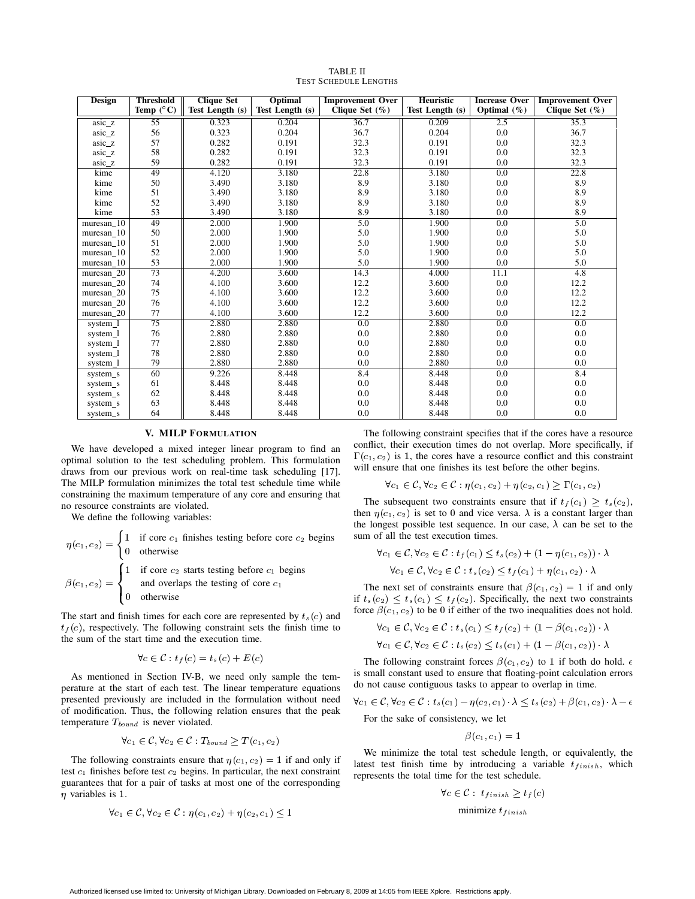TABLE II
TEST SCHEDULE LENGTHS

| Design | Threshold Temp (°C) | Clique Set Test Length (s) | Optimal Test Length (s) | Improvement Over Clique Set (%) | Heuristic Test Length (s) | Increase Over Optimal (%) | Improvement Over Clique Set (%) |
|---|---|---|---|---|---|---|---|
| asic_z | 55 | 0.323 | 0.204 | 36.7 | 0.209 | 2.5 | 35.3 |
| asic_z | 56 | 0.323 | 0.204 | 36.7 | 0.204 | 0.0 | 36.7 |
| asic_z | 57 | 0.282 | 0.191 | 32.3 | 0.191 | 0.0 | 32.3 |
| asic_z | 58 | 0.282 | 0.191 | 32.3 | 0.191 | 0.0 | 32.3 |
| asic_z | 59 | 0.282 | 0.191 | 32.3 | 0.191 | 0.0 | 32.3 |
| kime | 49 | 4.120 | 3.180 | 22.8 | 3.180 | 0.0 | 22.8 |
| kime | 50 | 3.490 | 3.180 | 8.9 | 3.180 | 0.0 | 8.9 |
| kime | 51 | 3.490 | 3.180 | 8.9 | 3.180 | 0.0 | 8.9 |
| kime | 52 | 3.490 | 3.180 | 8.9 | 3.180 | 0.0 | 8.9 |
| kime | 53 | 3.490 | 3.180 | 8.9 | 3.180 | 0.0 | 8.9 |
| muresan_10 | 49 | 2.000 | 1.900 | 5.0 | 1.900 | 0.0 | 5.0 |
| muresan_10 | 50 | 2.000 | 1.900 | 5.0 | 1.900 | 0.0 | 5.0 |
| muresan_10 | 51 | 2.000 | 1.900 | 5.0 | 1.900 | 0.0 | 5.0 |
| muresan_10 | 52 | 2.000 | 1.900 | 5.0 | 1.900 | 0.0 | 5.0 |
| muresan_10 | 53 | 2.000 | 1.900 | 5.0 | 1.900 | 0.0 | 5.0 |
| muresan_20 | 73 | 4.200 | 3.600 | 14.3 | 4.000 | 11.1 | 4.8 |
| muresan_20 | 74 | 4.100 | 3.600 | 12.2 | 3.600 | 0.0 | 12.2 |
| muresan_20 | 75 | 4.100 | 3.600 | 12.2 | 3.600 | 0.0 | 12.2 |
| muresan_20 | 76 | 4.100 | 3.600 | 12.2 | 3.600 | 0.0 | 12.2 |
| muresan_20 | 77 | 4.100 | 3.600 | 12.2 | 3.600 | 0.0 | 12.2 |
| system_l | 75 | 2.880 | 2.880 | 0.0 | 2.880 | 0.0 | 0.0 |
| system_l | 76 | 2.880 | 2.880 | 0.0 | 2.880 | 0.0 | 0.0 |
| system_l | 77 | 2.880 | 2.880 | 0.0 | 2.880 | 0.0 | 0.0 |
| system_l | 78 | 2.880 | 2.880 | 0.0 | 2.880 | 0.0 | 0.0 |
| system_l | 79 | 2.880 | 2.880 | 0.0 | 2.880 | 0.0 | 0.0 |
| system_s | 60 | 9.226 | 8.448 | 8.4 | 8.448 | 0.0 | 8.4 |
| system_s | 61 | 8.448 | 8.448 | 0.0 | 8.448 | 0.0 | 0.0 |
| system_s | 62 | 8.448 | 8.448 | 0.0 | 8.448 | 0.0 | 0.0 |
| system_s | 63 | 8.448 | 8.448 | 0.0 | 8.448 | 0.0 | 0.0 |
| system_s | 64 | 8.448 | 8.448 | 0.0 | 8.448 | 0.0 | 0.0 |

## V. MILP FORMULATION

We have developed a mixed integer linear program to find an optimal solution to the test scheduling problem. This formulation draws from our previous work on real-time task scheduling [17]. The MILP formulation minimizes the total test schedule time while constraining the maximum temperature of any core and ensuring that no resource constraints are violated.

We define the following variables:

$$\eta(c_1, c_2) = \begin{cases} 1 & \text{if core } c_1 \text{ finishes testing before core } c_2 \text{ begins} \\ 0 & \text{otherwise} \end{cases}$$

$$\beta(c_1, c_2) = \begin{cases} 1 & \text{if core } c_2 \text{ starts testing before } c_1 \text{ begins} \\ & \text{and overlaps the testing of core } c_1 \\ 0 & \text{otherwise} \end{cases}$$

The start and finish times for each core are represented by $t_s(c)$ and $t_f(c)$, respectively. The following constraint sets the finish time to the sum of the start time and the execution time.

$$\forall c \in \mathcal{C} : t_f(c) = t_s(c) + E(c)$$

As mentioned in Section IV-B, we need only sample the temperature at the start of each test. The linear temperature equations presented previously are included in the formulation without need of modification. Thus, the following relation ensures that the peak temperature $T_{bound}$ is never violated.

$$\forall c_1 \in \mathcal{C}, \forall c_2 \in \mathcal{C} : T_{bound} \geq T(c_1, c_2)$$

The following constraints ensure that $\eta(c_1, c_2) = 1$ if and only if test $c_1$ finishes before test $c_2$ begins. In particular, the next constraint guarantees that for a pair of tasks at most one of the corresponding $\eta$ variables is 1.

$$\forall c_1 \in \mathcal{C}, \forall c_2 \in \mathcal{C} : \eta(c_1, c_2) + \eta(c_2, c_1) \leq 1$$

The following constraint specifies that if the cores have a resource conflict, their execution times do not overlap. More specifically, if $\Gamma(c_1, c_2)$ is 1, the cores have a resource conflict and this constraint will ensure that one finishes its test before the other begins.

$$\forall c_1 \in \mathcal{C}, \forall c_2 \in \mathcal{C} : \eta(c_1, c_2) + \eta(c_2, c_1) \geq \Gamma(c_1, c_2)$$

The subsequent two constraints ensure that if $t_f(c_1) \geq t_s(c_2)$, then $\eta(c_1, c_2)$ is set to 0 and vice versa. $\lambda$ is a constant larger than the longest possible test sequence. In our case, $\lambda$ can be set to the sum of all the test execution times.

$$\forall c_1 \in \mathcal{C}, \forall c_2 \in \mathcal{C} : t_f(c_1) \leq t_s(c_2) + (1 - \eta(c_1, c_2)) \cdot \lambda$$

$$\forall c_1 \in \mathcal{C}, \forall c_2 \in \mathcal{C} : t_s(c_2) \leq t_f(c_1) + \eta(c_1, c_2) \cdot \lambda$$

The next set of constraints ensure that $\beta(c_1, c_2) = 1$ if and only if $t_s(c_2) \leq t_s(c_1) \leq t_f(c_2)$. Specifically, the next two constraints force $\beta(c_1, c_2)$ to be 0 if either of the two inequalities does not hold.

$$\forall c_1 \in \mathcal{C}, \forall c_2 \in \mathcal{C} : t_s(c_1) \leq t_f(c_2) + (1 - \beta(c_1, c_2)) \cdot \lambda$$

$$\forall c_1 \in \mathcal{C}, \forall c_2 \in \mathcal{C} : t_s(c_2) \leq t_s(c_1) + (1 - \beta(c_1, c_2)) \cdot \lambda$$

The following constraint forces $\beta(c_1, c_2)$ to 1 if both do hold. $\epsilon$ is small constant used to ensure that floating-point calculation errors do not cause contiguous tasks to appear to overlap in time.

$$\forall c_1 \in \mathcal{C}, \forall c_2 \in \mathcal{C} : t_s(c_1) - \eta(c_2, c_1) \cdot \lambda \leq t_s(c_2) + \beta(c_1, c_2) \cdot \lambda - \epsilon$$

For the sake of consistency, we let

$$\beta(c_1, c_1) = 1$$

We minimize the total test schedule length, or equivalently, the latest test finish time by introducing a variable $t_{finish}$, which represents the total time for the test schedule.

$$\forall c \in \mathcal{C} : \; t_{finish} \geq t_f(c)$$

$$\text{minimize } t_{finish}$$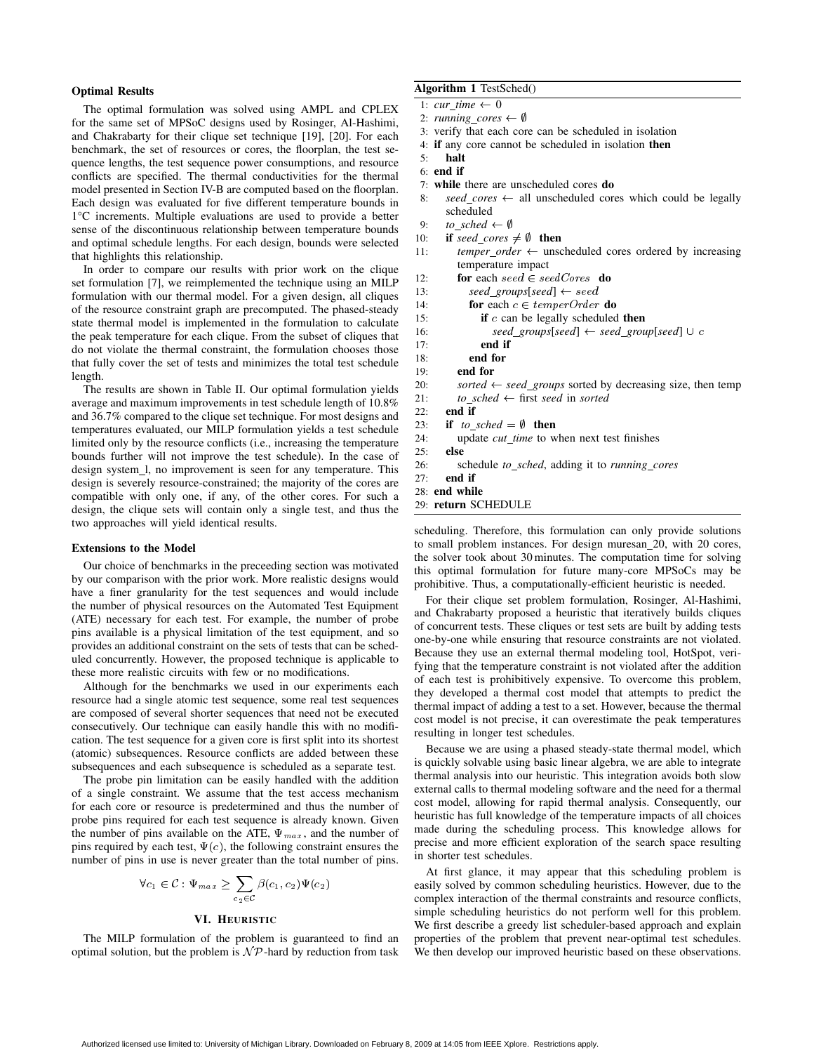### Optimal Results

The optimal formulation was solved using AMPL and CPLEX for the same set of MPSoC designs used by Rosinger, Al-Hashimi, and Chakrabarty for their clique set technique [19], [20]. For each benchmark, the set of resources or cores, the floorplan, the test sequence lengths, the test sequence power consumptions, and resource conflicts are specified. The thermal conductivities for the thermal model presented in Section IV-B are computed based on the floorplan. Each design was evaluated for five different temperature bounds in 1°C increments. Multiple evaluations are used to provide a better sense of the discontinuous relationship between temperature bounds and optimal schedule lengths. For each design, bounds were selected that highlights this relationship.

In order to compare our results with prior work on the clique set formulation [7], we reimplemented the technique using an MILP formulation with our thermal model. For a given design, all cliques of the resource constraint graph are precomputed. The phased-steady state thermal model is implemented in the formulation to calculate the peak temperature for each clique. From the subset of cliques that do not violate the thermal constraint, the formulation chooses those that fully cover the set of tests and minimizes the total test schedule length.

The results are shown in Table II. Our optimal formulation yields average and maximum improvements in test schedule length of 10.8% and 36.7% compared to the clique set technique. For most designs and temperatures evaluated, our MILP formulation yields a test schedule limited only by the resource conflicts (i.e., increasing the temperature bounds further will not improve the test schedule). In the case of design system_l, no improvement is seen for any temperature. This design is severely resource-constrained; the majority of the cores are compatible with only one, if any, of the other cores. For such a design, the clique sets will contain only a single test, and thus the two approaches will yield identical results.

### Extensions to the Model

Our choice of benchmarks in the preceeding section was motivated by our comparison with the prior work. More realistic designs would have a finer granularity for the test sequences and would include the number of physical resources on the Automated Test Equipment (ATE) necessary for each test. For example, the number of probe pins available is a physical limitation of the test equipment, and so provides an additional constraint on the sets of tests that can be scheduled concurrently. However, the proposed technique is applicable to these more realistic circuits with few or no modifications.

Although for the benchmarks we used in our experiments each resource had a single atomic test sequence, some real test sequences are composed of several shorter sequences that need not be executed consecutively. Our technique can easily handle this with no modification. The test sequence for a given core is first split into its shortest (atomic) subsequences. Resource conflicts are added between these subsequences and each subsequence is scheduled as a separate test.

The probe pin limitation can be easily handled with the addition of a single constraint. We assume that the test access mechanism for each core or resource is predetermined and thus the number of probe pins required for each test sequence is already known. Given the number of pins available on the ATE, $\Psi_{max}$, and the number of pins required by each test, $\Psi(c)$, the following constraint ensures the number of pins in use is never greater than the total number of pins.

$$\forall c_1 \in \mathcal{C} : \Psi_{max} \geq \sum_{c_2 \in \mathcal{C}} \beta(c_1, c_2)\Psi(c_2)$$

## VI. Heuristic

The MILP formulation of the problem is guaranteed to find an optimal solution, but the problem is $\mathcal{NP}$-hard by reduction from task scheduling. Therefore, this formulation can only provide solutions to small problem instances. For design muresan_20, with 20 cores, the solver took about 30 minutes. The computation time for solving this optimal formulation for future many-core MPSoCs may be prohibitive. Thus, a computationally-efficient heuristic is needed.

**Algorithm 1** TestSched()

```
1: cur_time ← 0
2: running_cores ← ∅
3: verify that each core can be scheduled in isolation
4: if any core cannot be scheduled in isolation then
5:    halt
6: end if
7: while there are unscheduled cores do
8:    seed_cores ← all unscheduled cores which could be legally
      scheduled
9:    to_sched ← ∅
10:   if seed_cores ≠ ∅ then
11:      temper_order ← unscheduled cores ordered by increasing
         temperature impact
12:      for each seed ∈ seedCores do
13:         seed_groups[seed] ← seed
14:         for each c ∈ temperOrder do
15:            if c can be legally scheduled then
16:               seed_groups[seed] ← seed_group[seed] ∪ c
17:            end if
18:         end for
19:      end for
20:      sorted ← seed_groups sorted by decreasing size, then temp
21:      to_sched ← first seed in sorted
22:   end if
23:   if to_sched = ∅ then
24:      update cut_time to when next test finishes
25:   else
26:      schedule to_sched, adding it to running_cores
27:   end if
28: end while
29: return SCHEDULE
```

For their clique set problem formulation, Rosinger, Al-Hashimi, and Chakrabarty proposed a heuristic that iteratively builds cliques of concurrent tests. These cliques or test sets are built by adding tests one-by-one while ensuring that resource constraints are not violated. Because they use an external thermal modeling tool, HotSpot, verifying that the temperature constraint is not violated after the addition of each test is prohibitively expensive. To overcome this problem, they developed a thermal cost model that attempts to predict the thermal impact of adding a test to a set. However, because the thermal cost model is not precise, it can overestimate the peak temperatures resulting in longer test schedules.

Because we are using a phased steady-state thermal model, which is quickly solvable using basic linear algebra, we are able to integrate thermal analysis into our heuristic. This integration avoids both slow external calls to thermal modeling software and the need for a thermal cost model, allowing for rapid thermal analysis. Consequently, our heuristic has full knowledge of the temperature impacts of all choices made during the scheduling process. This knowledge allows for precise and more efficient exploration of the search space resulting in shorter test schedules.

At first glance, it may appear that this scheduling problem is easily solved by common scheduling heuristics. However, due to the complex interaction of the thermal constraints and resource conflicts, simple scheduling heuristics do not perform well for this problem. We first describe a greedy list scheduler-based approach and explain properties of the problem that prevent near-optimal test schedules. We then develop our improved heuristic based on these observations.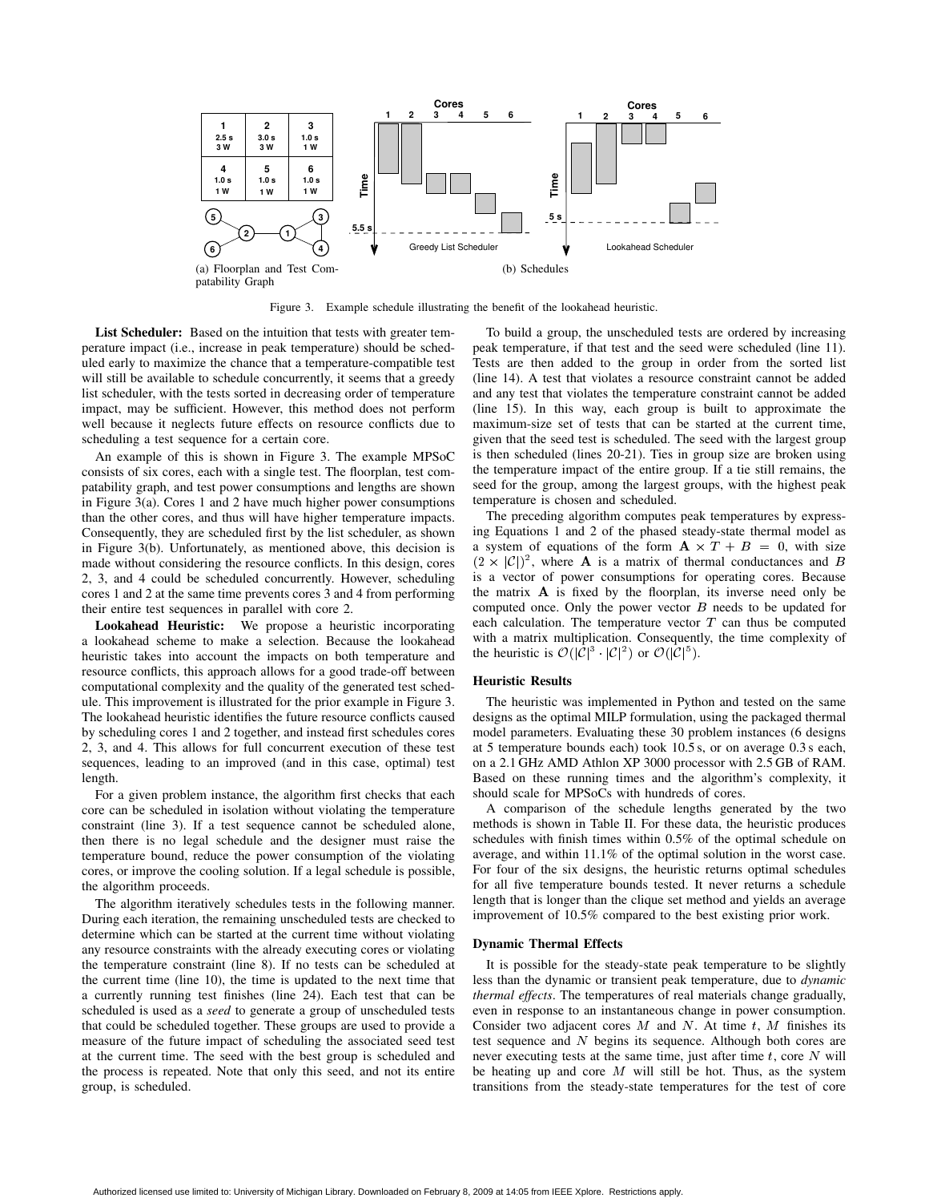Figure 3. Example schedule illustrating the benefit of the lookahead heuristic.

**List Scheduler:** Based on the intuition that tests with greater temperature impact (i.e., increase in peak temperature) should be scheduled early to maximize the chance that a temperature-compatible test will still be available to schedule concurrently, it seems that a greedy list scheduler, with the tests sorted in decreasing order of temperature impact, may be sufficient. However, this method does not perform well because it neglects future effects on resource conflicts due to scheduling a test sequence for a certain core.

An example of this is shown in Figure 3. The example MPSoC consists of six cores, each with a single test. The floorplan, test compatability graph, and test power consumptions and lengths are shown in Figure 3(a). Cores 1 and 2 have much higher power consumptions than the other cores, and thus will have higher temperature impacts. Consequently, they are scheduled first by the list scheduler, as shown in Figure 3(b). Unfortunately, as mentioned above, this decision is made without considering the resource conflicts. In this design, cores 2, 3, and 4 could be scheduled concurrently. However, scheduling cores 1 and 2 at the same time prevents cores 3 and 4 from performing their entire test sequences in parallel with core 2.

**Lookahead Heuristic:** We propose a heuristic incorporating a lookahead scheme to make a selection. Because the lookahead heuristic takes into account the impacts on both temperature and resource conflicts, this approach allows for a good trade-off between computational complexity and the quality of the generated test schedule. This improvement is illustrated for the prior example in Figure 3. The lookahead heuristic identifies the future resource conflicts caused by scheduling cores 1 and 2 together, and instead first schedules cores 2, 3, and 4. This allows for full concurrent execution of these test sequences, leading to an improved (and in this case, optimal) test length.

For a given problem instance, the algorithm first checks that each core can be scheduled in isolation without violating the temperature constraint (line 3). If a test sequence cannot be scheduled alone, then there is no legal schedule and the designer must raise the temperature bound, reduce the power consumption of the violating cores, or improve the cooling solution. If a legal schedule is possible, the algorithm proceeds.

The algorithm iteratively schedules tests in the following manner. During each iteration, the remaining unscheduled tests are checked to determine which can be started at the current time without violating any resource constraints with the already executing cores or violating the temperature constraint (line 8). If no tests can be scheduled at the current time (line 10), the time is updated to the next time that a currently running test finishes (line 24). Each test that can be scheduled is used as a *seed* to generate a group of unscheduled tests that could be scheduled together. These groups are used to provide a measure of the future impact of scheduling the associated seed test at the current time. The seed with the best group is scheduled and the process is repeated. Note that only this seed, and not its entire group, is scheduled.

To build a group, the unscheduled tests are ordered by increasing peak temperature, if that test and the seed were scheduled (line 11). Tests are then added to the group in order from the sorted list (line 14). A test that violates a resource constraint cannot be added and any test that violates the temperature constraint cannot be added (line 15). In this way, each group is built to approximate the maximum-size set of tests that can be started at the current time, given that the seed test is scheduled. The seed with the largest group is then scheduled (lines 20-21). Ties in group size are broken using the temperature impact of the entire group. If a tie still remains, the seed for the group, among the largest groups, with the highest peak temperature is chosen and scheduled.

The preceding algorithm computes peak temperatures by expressing Equations 1 and 2 of the phased steady-state thermal model as a system of equations of the form $\mathbf{A} \times T + B = 0$, with size $(2 \times |\mathcal{C}|)^2$, where $\mathbf{A}$ is a matrix of thermal conductances and $B$ is a vector of power consumptions for operating cores. Because the matrix $\mathbf{A}$ is fixed by the floorplan, its inverse need only be computed once. Only the power vector $B$ needs to be updated for each calculation. The temperature vector $T$ can thus be computed with a matrix multiplication. Consequently, the time complexity of the heuristic is $\mathcal{O}(|\mathcal{C}|^3 \cdot |\mathcal{C}|^2)$ or $\mathcal{O}(|\mathcal{C}|^5)$.

### Heuristic Results

The heuristic was implemented in Python and tested on the same designs as the optimal MILP formulation, using the packaged thermal model parameters. Evaluating these 30 problem instances (6 designs at 5 temperature bounds each) took 10.5 s, or on average 0.3 s each, on a 2.1 GHz AMD Athlon XP 3000 processor with 2.5 GB of RAM. Based on these running times and the algorithm's complexity, it should scale for MPSoCs with hundreds of cores.

A comparison of the schedule lengths generated by the two methods is shown in Table II. For these data, the heuristic produces schedules with finish times within 0.5% of the optimal schedule on average, and within 11.1% of the optimal solution in the worst case. For four of the six designs, the heuristic returns optimal schedules for all five temperature bounds tested. It never returns a schedule length that is longer than the clique set method and yields an average improvement of 10.5% compared to the best existing prior work.

### Dynamic Thermal Effects

It is possible for the steady-state peak temperature to be slightly less than the dynamic or transient peak temperature, due to *dynamic thermal effects*. The temperatures of real materials change gradually, even in response to an instantaneous change in power consumption. Consider two adjacent cores $M$ and $N$. At time $t$, $M$ finishes its test sequence and $N$ begins its sequence. Although both cores are never executing tests at the same time, just after time $t$, core $N$ will be heating up and core $M$ will still be hot. Thus, as the system transitions from the steady-state temperatures for the test of core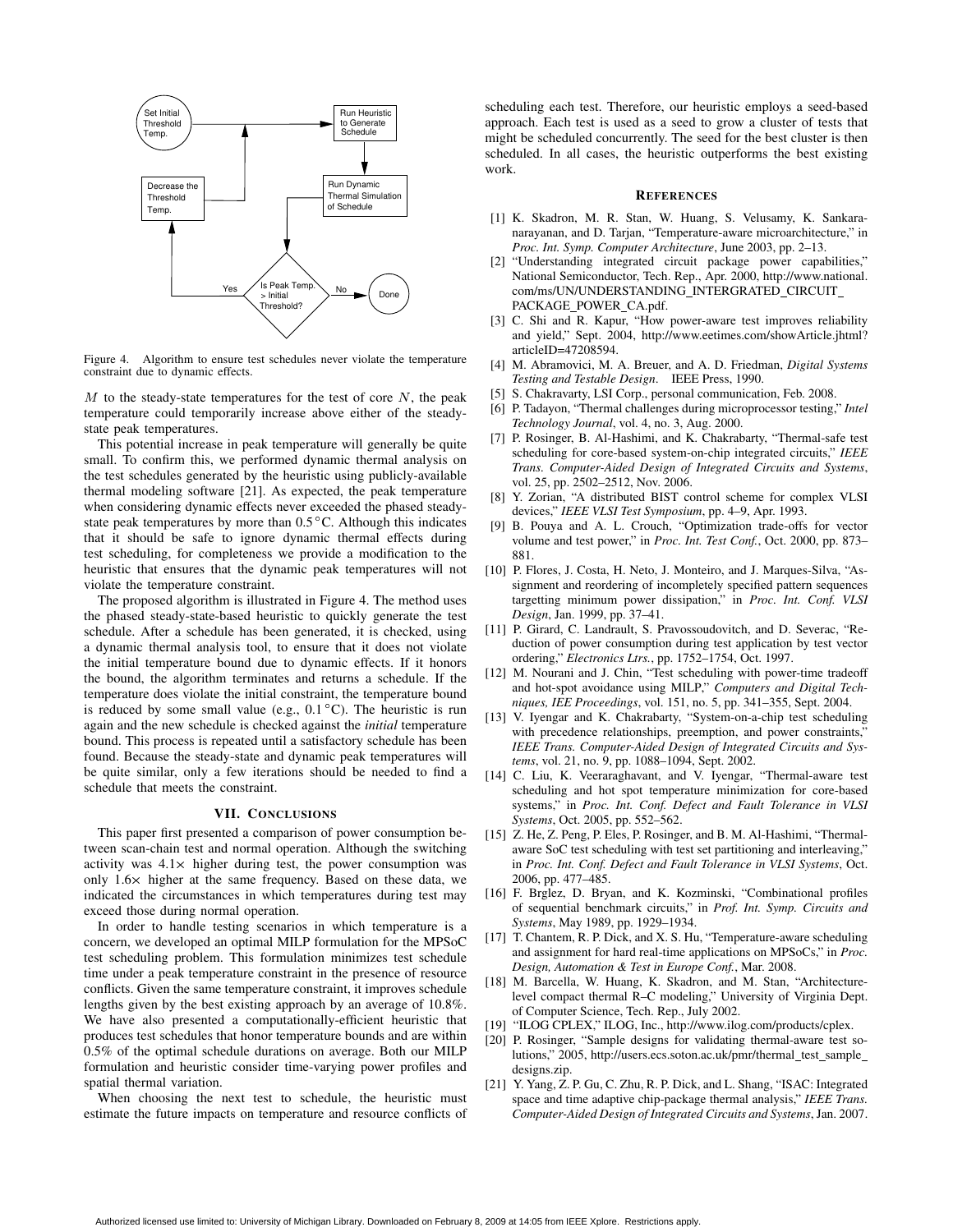Set Initial Threshold Temp.

Run Heuristic to Generate Schedule

Decrease the Threshold Temp.

Run Dynamic Thermal Simulation of Schedule

Is Peak Temp. > Initial Threshold?

Yes

No

Done

Figure 4. Algorithm to ensure test schedules never violate the temperature constraint due to dynamic effects.

$M$ to the steady-state temperatures for the test of core $N$, the peak temperature could temporarily increase above either of the steady-state peak temperatures.

This potential increase in peak temperature will generally be quite small. To confirm this, we performed dynamic thermal analysis on the test schedules generated by the heuristic using publicly-available thermal modeling software [21]. As expected, the peak temperature when considering dynamic effects never exceeded the phased steady-state peak temperatures by more than $0.5\,^{\circ}$C. Although this indicates that it should be safe to ignore dynamic thermal effects during test scheduling, for completeness we provide a modification to the heuristic that ensures that the dynamic peak temperatures will not violate the temperature constraint.

The proposed algorithm is illustrated in Figure 4. The method uses the phased steady-state-based heuristic to quickly generate the test schedule. After a schedule has been generated, it is checked, using a dynamic thermal analysis tool, to ensure that it does not violate the initial temperature bound due to dynamic effects. If it honors the bound, the algorithm terminates and returns a schedule. If the temperature does violate the initial constraint, the temperature bound is reduced by some small value (e.g., $0.1\,^{\circ}$C). The heuristic is run again and the new schedule is checked against the *initial* temperature bound. This process is repeated until a satisfactory schedule has been found. Because the steady-state and dynamic peak temperatures will be quite similar, only a few iterations should be needed to find a schedule that meets the constraint.

## VII. Conclusions

This paper first presented a comparison of power consumption between scan-chain test and normal operation. Although the switching activity was $4.1\times$ higher during test, the power consumption was only $1.6\times$ higher at the same frequency. Based on these data, we indicated the circumstances in which temperatures during test may exceed those during normal operation.

In order to handle testing scenarios in which temperature is a concern, we developed an optimal MILP formulation for the MPSoC test scheduling problem. This formulation minimizes test schedule time under a peak temperature constraint in the presence of resource conflicts. Given the same temperature constraint, it improves schedule lengths given by the best existing approach by an average of 10.8%. We have also presented a computationally-efficient heuristic that produces test schedules that honor temperature bounds and are within 0.5% of the optimal schedule durations on average. Both our MILP formulation and heuristic consider time-varying power profiles and spatial thermal variation.

When choosing the next test to schedule, the heuristic must estimate the future impacts on temperature and resource conflicts of scheduling each test. Therefore, our heuristic employs a seed-based approach. Each test is used as a seed to grow a cluster of tests that might be scheduled concurrently. The seed for the best cluster is then scheduled. In all cases, the heuristic outperforms the best existing work.

## References

[1] K. Skadron, M. R. Stan, W. Huang, S. Velusamy, K. Sankaranarayanan, and D. Tarjan, "Temperature-aware microarchitecture," in *Proc. Int. Symp. Computer Architecture*, June 2003, pp. 2–13.

[2] "Understanding integrated circuit package power capabilities," National Semiconductor, Tech. Rep., Apr. 2000, http://www.national.com/ms/UN/UNDERSTANDING_INTERGRATED_CIRCUIT_PACKAGE_POWER_CA.pdf.

[3] C. Shi and R. Kapur, "How power-aware test improves reliability and yield," Sept. 2004, http://www.eetimes.com/showArticle.jhtml?articleID=47208594.

[4] M. Abramovici, M. A. Breuer, and A. D. Friedman, *Digital Systems Testing and Testable Design*. IEEE Press, 1990.

[5] S. Chakravarty, LSI Corp., personal communication, Feb. 2008.

[6] P. Tadayon, "Thermal challenges during microprocessor testing," *Intel Technology Journal*, vol. 4, no. 3, Aug. 2000.

[7] P. Rosinger, B. Al-Hashimi, and K. Chakrabarty, "Thermal-safe test scheduling for core-based system-on-chip integrated circuits," *IEEE Trans. Computer-Aided Design of Integrated Circuits and Systems*, vol. 25, pp. 2502–2512, Nov. 2006.

[8] Y. Zorian, "A distributed BIST control scheme for complex VLSI devices," *IEEE VLSI Test Symposium*, pp. 4–9, Apr. 1993.

[9] B. Pouya and A. L. Crouch, "Optimization trade-offs for vector volume and test power," in *Proc. Int. Test Conf.*, Oct. 2000, pp. 873–881.

[10] P. Flores, J. Costa, H. Neto, J. Monteiro, and J. Marques-Silva, "Assignment and reordering of incompletely specified pattern sequences targetting minimum power dissipation," in *Proc. Int. Conf. VLSI Design*, Jan. 1999, pp. 37–41.

[11] P. Girard, C. Landrault, S. Pravossoudovitch, and D. Severac, "Reduction of power consumption during test application by test vector ordering," *Electronics Ltrs.*, pp. 1752–1754, Oct. 1997.

[12] M. Nourani and J. Chin, "Test scheduling with power-time tradeoff and hot-spot avoidance using MILP," *Computers and Digital Techniques, IEE Proceedings*, vol. 151, no. 5, pp. 341–355, Sept. 2004.

[13] V. Iyengar and K. Chakrabarty, "System-on-a-chip test scheduling with precedence relationships, preemption, and power constraints," *IEEE Trans. Computer-Aided Design of Integrated Circuits and Systems*, vol. 21, no. 9, pp. 1088–1094, Sept. 2002.

[14] C. Liu, K. Veeraraghavant, and V. Iyengar, "Thermal-aware test scheduling and hot spot temperature minimization for core-based systems," in *Proc. Int. Conf. Defect and Fault Tolerance in VLSI Systems*, Oct. 2005, pp. 552–562.

[15] Z. He, Z. Peng, P. Eles, P. Rosinger, and B. M. Al-Hashimi, "Thermal-aware SoC test scheduling with test set partitioning and interleaving," in *Proc. Int. Conf. Defect and Fault Tolerance in VLSI Systems*, Oct. 2006, pp. 477–485.

[16] F. Brglez, D. Bryan, and K. Kozminski, "Combinational profiles of sequential benchmark circuits," in *Prof. Int. Symp. Circuits and Systems*, May 1989, pp. 1929–1934.

[17] T. Chantem, R. P. Dick, and X. S. Hu, "Temperature-aware scheduling and assignment for hard real-time applications on MPSoCs," in *Proc. Design, Automation & Test in Europe Conf.*, Mar. 2008.

[18] M. Barcella, W. Huang, K. Skadron, and M. Stan, "Architecture-level compact thermal R–C modeling," University of Virginia Dept. of Computer Science, Tech. Rep., July 2002.

[19] "ILOG CPLEX," ILOG, Inc., http://www.ilog.com/products/cplex.

[20] P. Rosinger, "Sample designs for validating thermal-aware test solutions," 2005, http://users.ecs.soton.ac.uk/pmr/thermal_test_sample_designs.zip.

[21] Y. Yang, Z. P. Gu, C. Zhu, R. P. Dick, and L. Shang, "ISAC: Integrated space and time adaptive chip-package thermal analysis," *IEEE Trans. Computer-Aided Design of Integrated Circuits and Systems*, Jan. 2007.